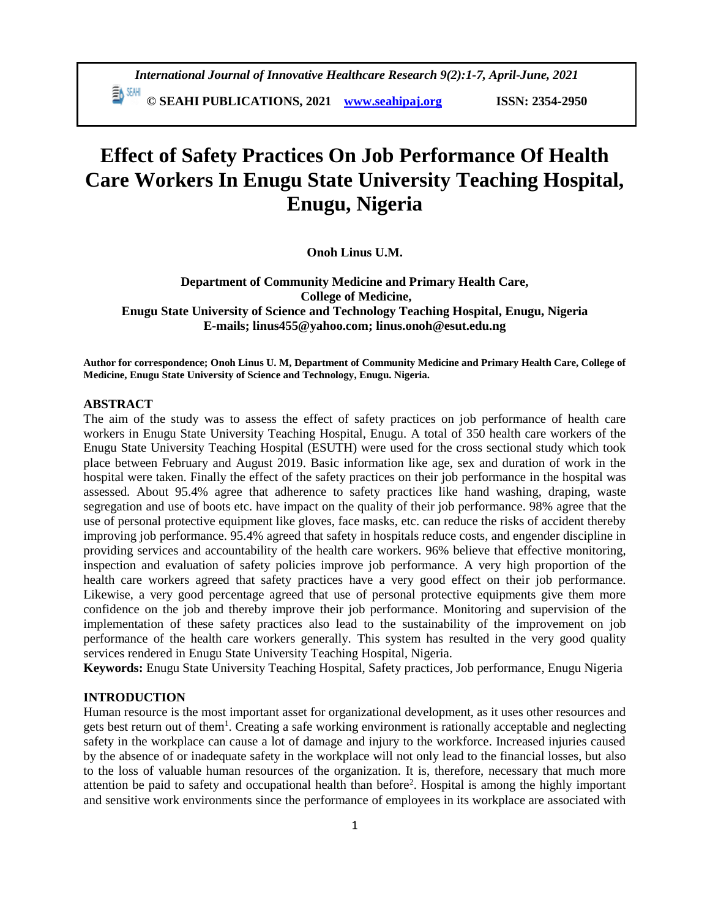# Effect of Safety Practices On Job Performance Of Health Care Workers In Enugu State University Teaching Hospital, Enugu, Nigeria

**Onoh Linus U.M.**

**Department of Community Medicine and Primary Health Care,**
**College of Medicine,**
**Enugu State University of Science and Technology Teaching Hospital, Enugu, Nigeria**
**E-mails; linus455@yahoo.com; linus.onoh@esut.edu.ng**

**Author for correspondence; Onoh Linus U. M, Department of Community Medicine and Primary Health Care, College of Medicine, Enugu State University of Science and Technology, Enugu. Nigeria.**

## ABSTRACT

The aim of the study was to assess the effect of safety practices on job performance of health care workers in Enugu State University Teaching Hospital, Enugu. A total of 350 health care workers of the Enugu State University Teaching Hospital (ESUTH) were used for the cross sectional study which took place between February and August 2019. Basic information like age, sex and duration of work in the hospital were taken. Finally the effect of the safety practices on their job performance in the hospital was assessed. About 95.4% agree that adherence to safety practices like hand washing, draping, waste segregation and use of boots etc. have impact on the quality of their job performance. 98% agree that the use of personal protective equipment like gloves, face masks, etc. can reduce the risks of accident thereby improving job performance. 95.4% agreed that safety in hospitals reduce costs, and engender discipline in providing services and accountability of the health care workers. 96% believe that effective monitoring, inspection and evaluation of safety policies improve job performance. A very high proportion of the health care workers agreed that safety practices have a very good effect on their job performance. Likewise, a very good percentage agreed that use of personal protective equipments give them more confidence on the job and thereby improve their job performance. Monitoring and supervision of the implementation of these safety practices also lead to the sustainability of the improvement on job performance of the health care workers generally. This system has resulted in the very good quality services rendered in Enugu State University Teaching Hospital, Nigeria.

**Keywords:** Enugu State University Teaching Hospital, Safety practices, Job performance, Enugu Nigeria

## INTRODUCTION

Human resource is the most important asset for organizational development, as it uses other resources and gets best return out of them[1]. Creating a safe working environment is rationally acceptable and neglecting safety in the workplace can cause a lot of damage and injury to the workforce. Increased injuries caused by the absence of or inadequate safety in the workplace will not only lead to the financial losses, but also to the loss of valuable human resources of the organization. It is, therefore, necessary that much more attention be paid to safety and occupational health than before[2]. Hospital is among the highly important and sensitive work environments since the performance of employees in its workplace are associated with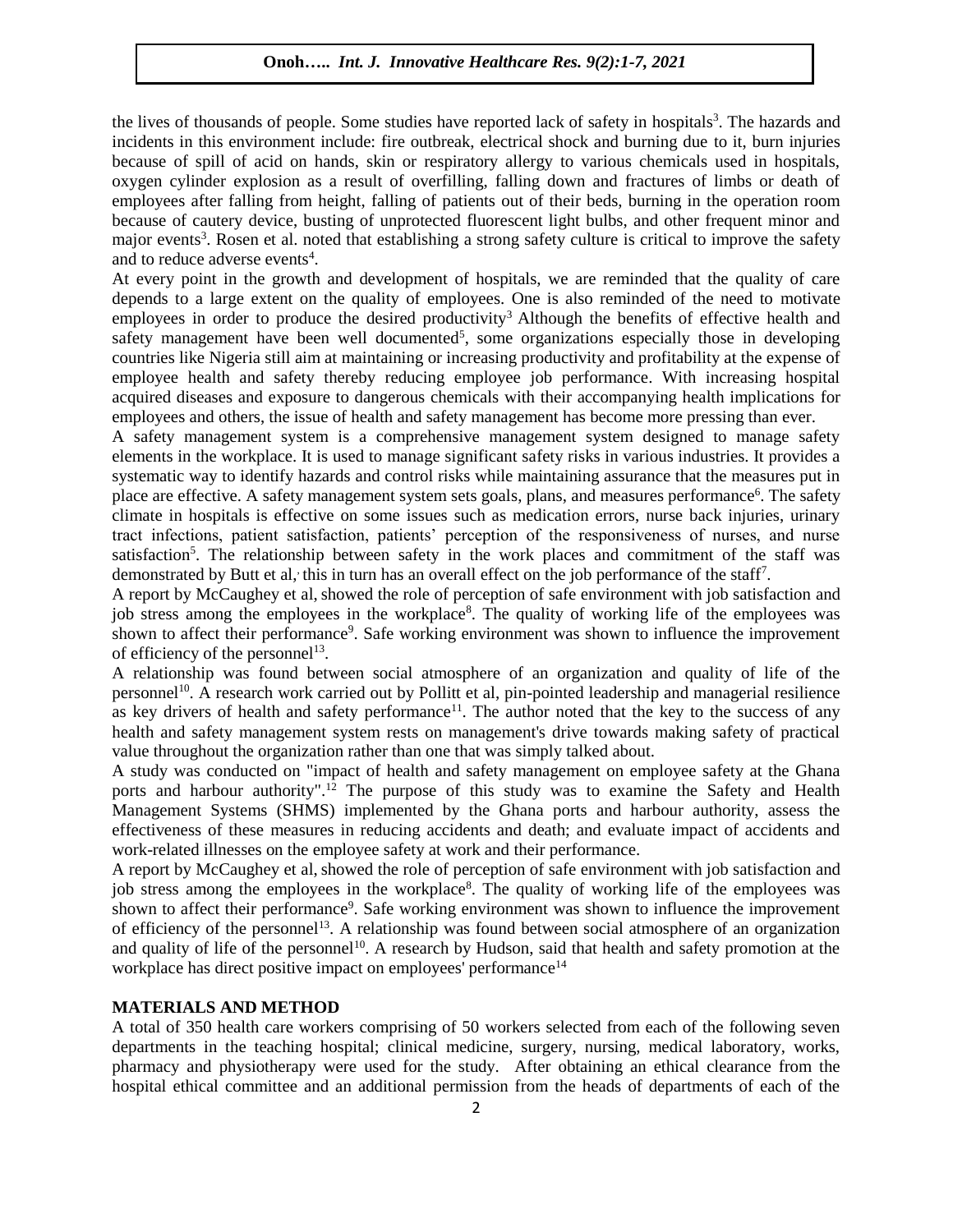the lives of thousands of people. Some studies have reported lack of safety in hospitals[3]. The hazards and incidents in this environment include: fire outbreak, electrical shock and burning due to it, burn injuries because of spill of acid on hands, skin or respiratory allergy to various chemicals used in hospitals, oxygen cylinder explosion as a result of overfilling, falling down and fractures of limbs or death of employees after falling from height, falling of patients out of their beds, burning in the operation room because of cautery device, busting of unprotected fluorescent light bulbs, and other frequent minor and major events[3]. Rosen et al. noted that establishing a strong safety culture is critical to improve the safety and to reduce adverse events[4].

At every point in the growth and development of hospitals, we are reminded that the quality of care depends to a large extent on the quality of employees. One is also reminded of the need to motivate employees in order to produce the desired productivity[3] Although the benefits of effective health and safety management have been well documented[5], some organizations especially those in developing countries like Nigeria still aim at maintaining or increasing productivity and profitability at the expense of employee health and safety thereby reducing employee job performance. With increasing hospital acquired diseases and exposure to dangerous chemicals with their accompanying health implications for employees and others, the issue of health and safety management has become more pressing than ever.

A safety management system is a comprehensive management system designed to manage safety elements in the workplace. It is used to manage significant safety risks in various industries. It provides a systematic way to identify hazards and control risks while maintaining assurance that the measures put in place are effective. A safety management system sets goals, plans, and measures performance[6]. The safety climate in hospitals is effective on some issues such as medication errors, nurse back injuries, urinary tract infections, patient satisfaction, patients' perception of the responsiveness of nurses, and nurse satisfaction[5]. The relationship between safety in the work places and commitment of the staff was demonstrated by Butt et al, this in turn has an overall effect on the job performance of the staff[7].

A report by McCaughey et al, showed the role of perception of safe environment with job satisfaction and job stress among the employees in the workplace[8]. The quality of working life of the employees was shown to affect their performance[9]. Safe working environment was shown to influence the improvement of efficiency of the personnel[13].

A relationship was found between social atmosphere of an organization and quality of life of the personnel[10]. A research work carried out by Pollitt et al, pin-pointed leadership and managerial resilience as key drivers of health and safety performance[11]. The author noted that the key to the success of any health and safety management system rests on management's drive towards making safety of practical value throughout the organization rather than one that was simply talked about.

A study was conducted on "impact of health and safety management on employee safety at the Ghana ports and harbour authority".[12] The purpose of this study was to examine the Safety and Health Management Systems (SHMS) implemented by the Ghana ports and harbour authority, assess the effectiveness of these measures in reducing accidents and death; and evaluate impact of accidents and work-related illnesses on the employee safety at work and their performance.

A report by McCaughey et al, showed the role of perception of safe environment with job satisfaction and job stress among the employees in the workplace[8]. The quality of working life of the employees was shown to affect their performance[9]. Safe working environment was shown to influence the improvement of efficiency of the personnel[13]. A relationship was found between social atmosphere of an organization and quality of life of the personnel[10]. A research by Hudson, said that health and safety promotion at the workplace has direct positive impact on employees' performance[14]

## MATERIALS AND METHOD

A total of 350 health care workers comprising of 50 workers selected from each of the following seven departments in the teaching hospital; clinical medicine, surgery, nursing, medical laboratory, works, pharmacy and physiotherapy were used for the study. After obtaining an ethical clearance from the hospital ethical committee and an additional permission from the heads of departments of each of the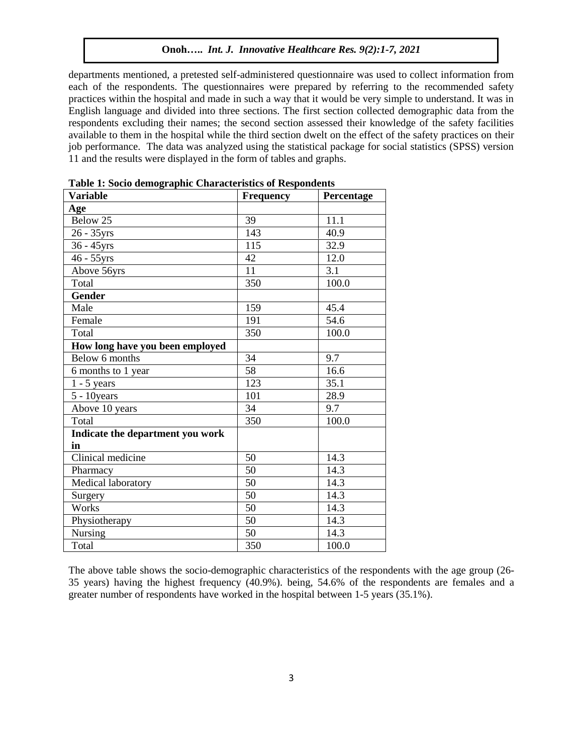departments mentioned, a pretested self-administered questionnaire was used to collect information from each of the respondents. The questionnaires were prepared by referring to the recommended safety practices within the hospital and made in such a way that it would be very simple to understand. It was in English language and divided into three sections. The first section collected demographic data from the respondents excluding their names; the second section assessed their knowledge of the safety facilities available to them in the hospital while the third section dwelt on the effect of the safety practices on their job performance. The data was analyzed using the statistical package for social statistics (SPSS) version 11 and the results were displayed in the form of tables and graphs.

**Table 1: Socio demographic Characteristics of Respondents**

| Variable | Frequency | Percentage |
|---|---|---|
| **Age** | | |
| Below 25 | 39 | 11.1 |
| 26 - 35yrs | 143 | 40.9 |
| 36 - 45yrs | 115 | 32.9 |
| 46 - 55yrs | 42 | 12.0 |
| Above 56yrs | 11 | 3.1 |
| Total | 350 | 100.0 |
| **Gender** | | |
| Male | 159 | 45.4 |
| Female | 191 | 54.6 |
| Total | 350 | 100.0 |
| **How long have you been employed** | | |
| Below 6 months | 34 | 9.7 |
| 6 months to 1 year | 58 | 16.6 |
| 1 - 5 years | 123 | 35.1 |
| 5 - 10years | 101 | 28.9 |
| Above 10 years | 34 | 9.7 |
| Total | 350 | 100.0 |
| **Indicate the department you work in** | | |
| Clinical medicine | 50 | 14.3 |
| Pharmacy | 50 | 14.3 |
| Medical laboratory | 50 | 14.3 |
| Surgery | 50 | 14.3 |
| Works | 50 | 14.3 |
| Physiotherapy | 50 | 14.3 |
| Nursing | 50 | 14.3 |
| Total | 350 | 100.0 |

The above table shows the socio-demographic characteristics of the respondents with the age group (26-35 years) having the highest frequency (40.9%). being, 54.6% of the respondents are females and a greater number of respondents have worked in the hospital between 1-5 years (35.1%).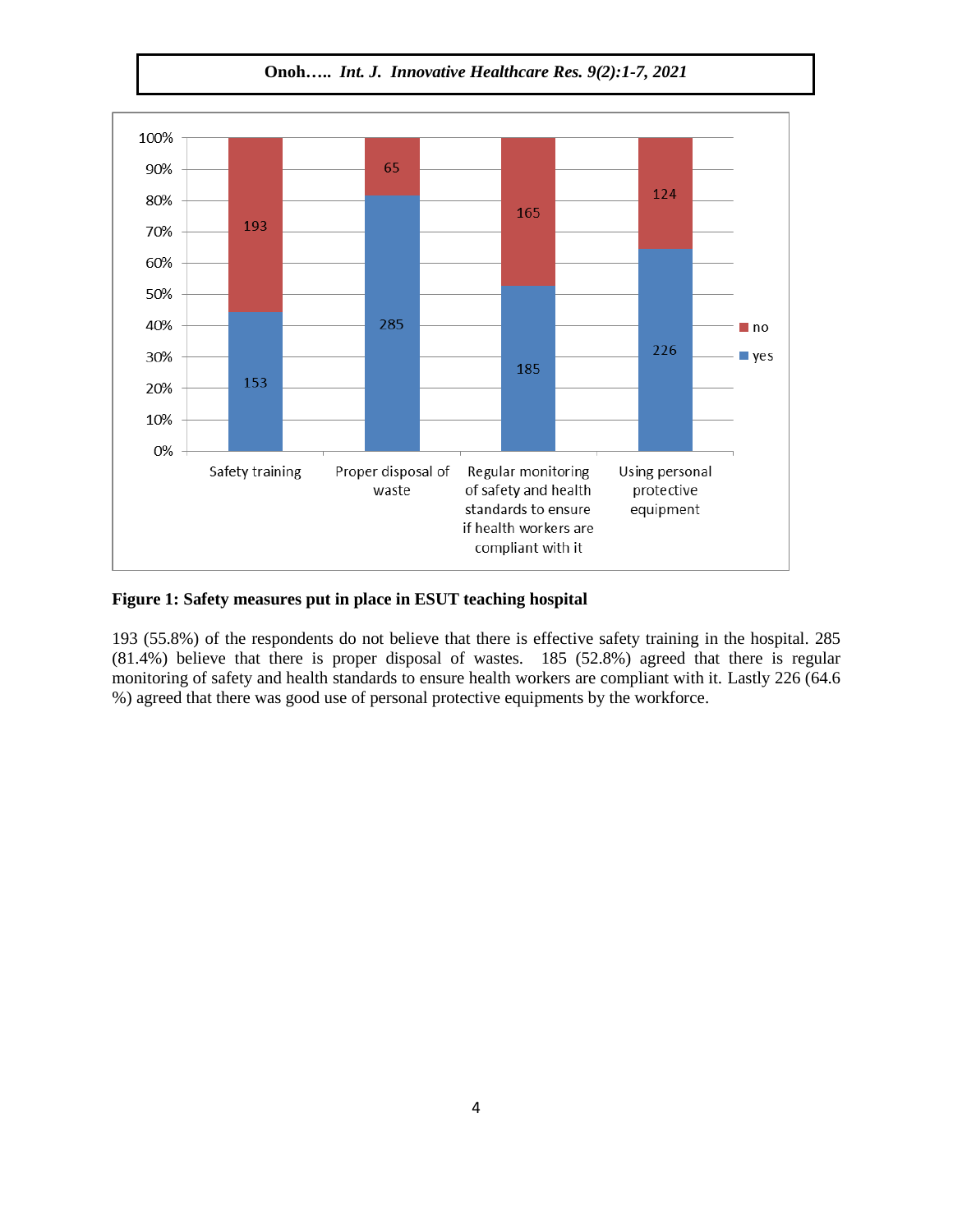**Figure 1: Safety measures put in place in ESUT teaching hospital**

193 (55.8%) of the respondents do not believe that there is effective safety training in the hospital. 285 (81.4%) believe that there is proper disposal of wastes. 185 (52.8%) agreed that there is regular monitoring of safety and health standards to ensure health workers are compliant with it. Lastly 226 (64.6 %) agreed that there was good use of personal protective equipments by the workforce.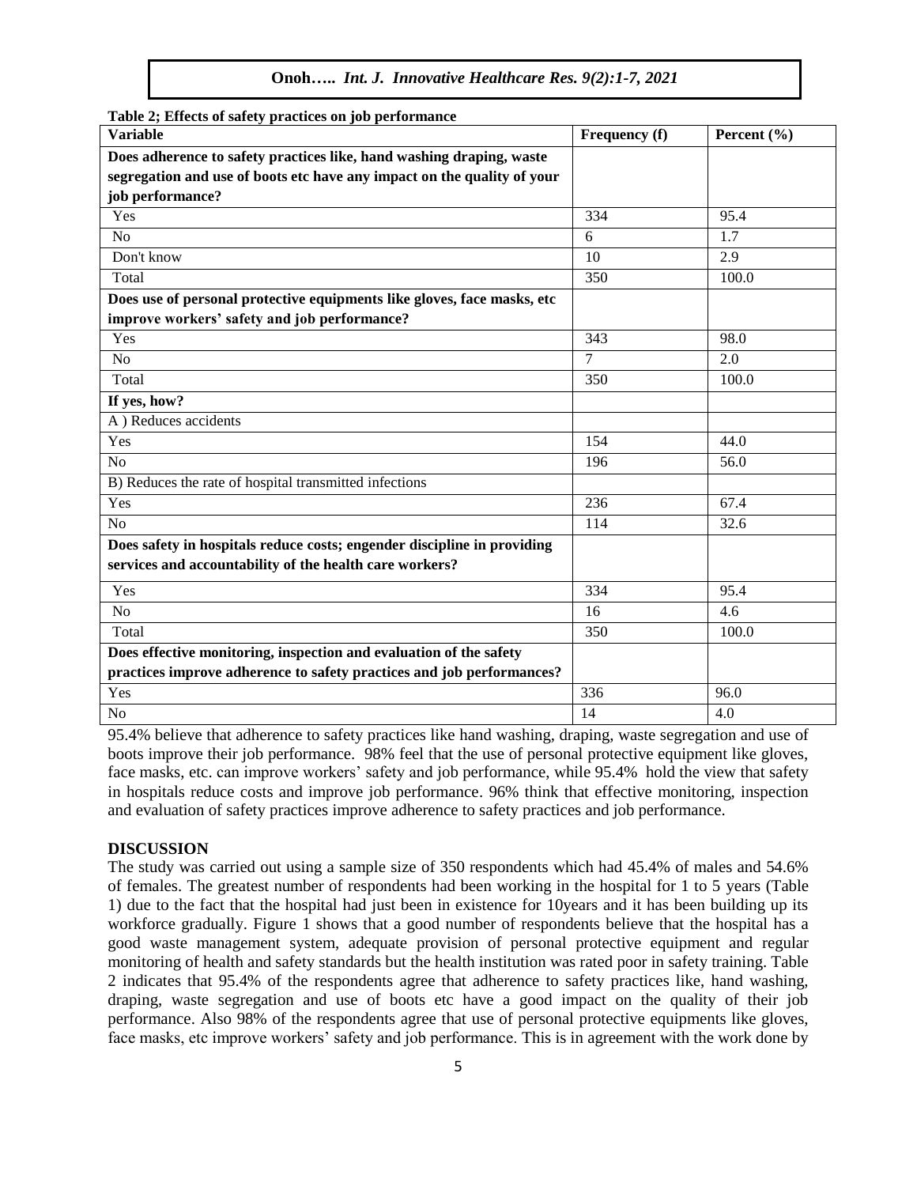**Table 2; Effects of safety practices on job performance**

| Variable | Frequency (f) | Percent (%) |
|---|---|---|
| **Does adherence to safety practices like, hand washing draping, waste segregation and use of boots etc have any impact on the quality of your job performance?** | | |
| Yes | 334 | 95.4 |
| No | 6 | 1.7 |
| Don't know | 10 | 2.9 |
| Total | 350 | 100.0 |
| **Does use of personal protective equipments like gloves, face masks, etc improve workers' safety and job performance?** | | |
| Yes | 343 | 98.0 |
| No | 7 | 2.0 |
| Total | 350 | 100.0 |
| **If yes, how?** | | |
| A ) Reduces accidents | | |
| Yes | 154 | 44.0 |
| No | 196 | 56.0 |
| B) Reduces the rate of hospital transmitted infections | | |
| Yes | 236 | 67.4 |
| No | 114 | 32.6 |
| **Does safety in hospitals reduce costs; engender discipline in providing services and accountability of the health care workers?** | | |
| Yes | 334 | 95.4 |
| No | 16 | 4.6 |
| Total | 350 | 100.0 |
| **Does effective monitoring, inspection and evaluation of the safety practices improve adherence to safety practices and job performances?** | | |
| Yes | 336 | 96.0 |
| No | 14 | 4.0 |

95.4% believe that adherence to safety practices like hand washing, draping, waste segregation and use of boots improve their job performance. 98% feel that the use of personal protective equipment like gloves, face masks, etc. can improve workers' safety and job performance, while 95.4% hold the view that safety in hospitals reduce costs and improve job performance. 96% think that effective monitoring, inspection and evaluation of safety practices improve adherence to safety practices and job performance.

## DISCUSSION

The study was carried out using a sample size of 350 respondents which had 45.4% of males and 54.6% of females. The greatest number of respondents had been working in the hospital for 1 to 5 years (Table 1) due to the fact that the hospital had just been in existence for 10years and it has been building up its workforce gradually. Figure 1 shows that a good number of respondents believe that the hospital has a good waste management system, adequate provision of personal protective equipment and regular monitoring of health and safety standards but the health institution was rated poor in safety training. Table 2 indicates that 95.4% of the respondents agree that adherence to safety practices like, hand washing, draping, waste segregation and use of boots etc have a good impact on the quality of their job performance. Also 98% of the respondents agree that use of personal protective equipments like gloves, face masks, etc improve workers' safety and job performance. This is in agreement with the work done by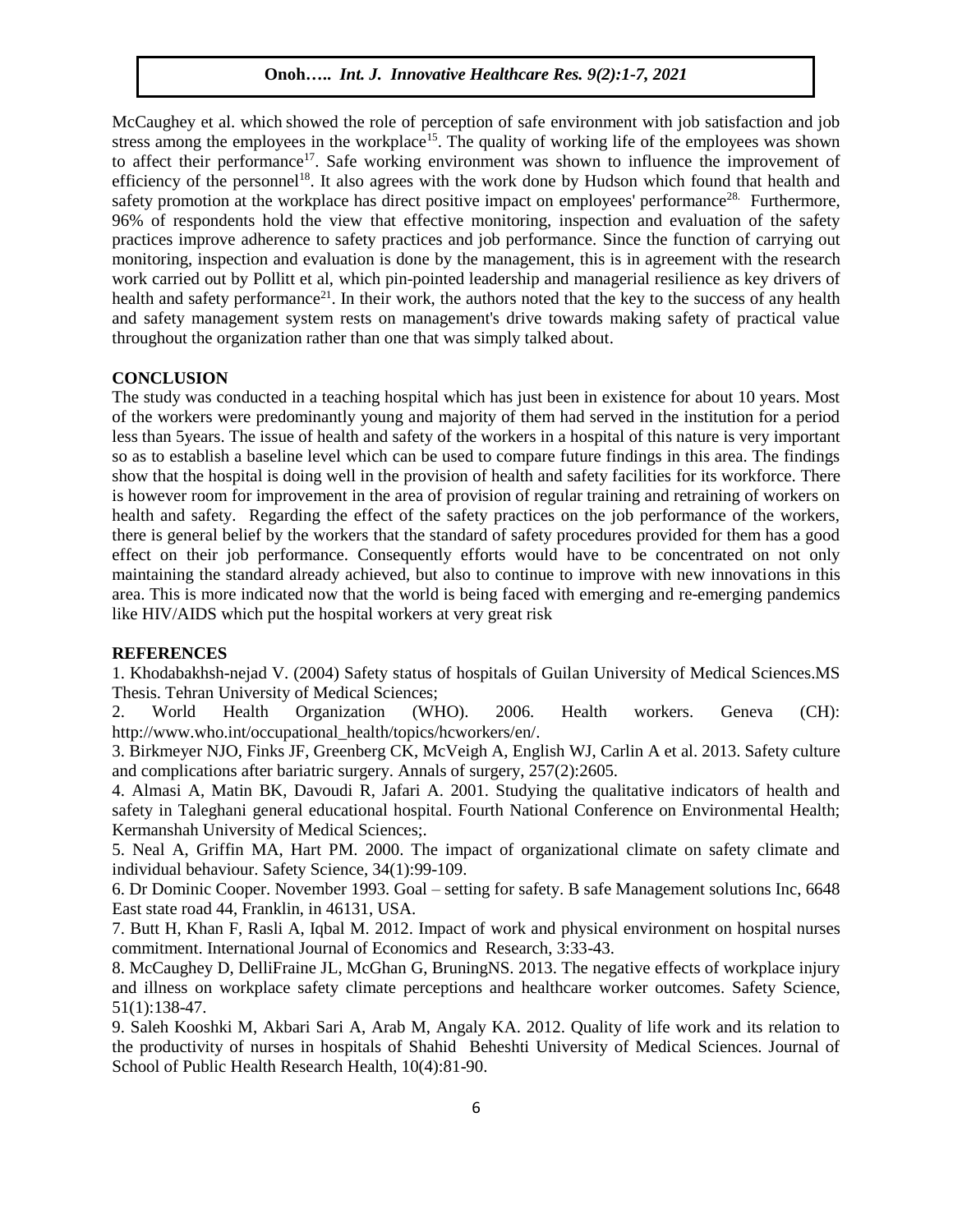McCaughey et al. which showed the role of perception of safe environment with job satisfaction and job stress among the employees in the workplace[15]. The quality of working life of the employees was shown to affect their performance[17]. Safe working environment was shown to influence the improvement of efficiency of the personnel[18]. It also agrees with the work done by Hudson which found that health and safety promotion at the workplace has direct positive impact on employees' performance[28]. Furthermore, 96% of respondents hold the view that effective monitoring, inspection and evaluation of the safety practices improve adherence to safety practices and job performance. Since the function of carrying out monitoring, inspection and evaluation is done by the management, this is in agreement with the research work carried out by Pollitt et al, which pin-pointed leadership and managerial resilience as key drivers of health and safety performance[21]. In their work, the authors noted that the key to the success of any health and safety management system rests on management's drive towards making safety of practical value throughout the organization rather than one that was simply talked about.

## CONCLUSION

The study was conducted in a teaching hospital which has just been in existence for about 10 years. Most of the workers were predominantly young and majority of them had served in the institution for a period less than 5years. The issue of health and safety of the workers in a hospital of this nature is very important so as to establish a baseline level which can be used to compare future findings in this area. The findings show that the hospital is doing well in the provision of health and safety facilities for its workforce. There is however room for improvement in the area of provision of regular training and retraining of workers on health and safety. Regarding the effect of the safety practices on the job performance of the workers, there is general belief by the workers that the standard of safety procedures provided for them has a good effect on their job performance. Consequently efforts would have to be concentrated on not only maintaining the standard already achieved, but also to continue to improve with new innovations in this area. This is more indicated now that the world is being faced with emerging and re-emerging pandemics like HIV/AIDS which put the hospital workers at very great risk

## REFERENCES

1. Khodabakhsh-nejad V. (2004) Safety status of hospitals of Guilan University of Medical Sciences.MS Thesis. Tehran University of Medical Sciences;
2. World Health Organization (WHO). 2006. Health workers. Geneva (CH): http://www.who.int/occupational_health/topics/hcworkers/en/.
3. Birkmeyer NJO, Finks JF, Greenberg CK, McVeigh A, English WJ, Carlin A et al. 2013. Safety culture and complications after bariatric surgery. Annals of surgery, 257(2):2605.
4. Almasi A, Matin BK, Davoudi R, Jafari A. 2001. Studying the qualitative indicators of health and safety in Taleghani general educational hospital. Fourth National Conference on Environmental Health; Kermanshah University of Medical Sciences;.
5. Neal A, Griffin MA, Hart PM. 2000. The impact of organizational climate on safety climate and individual behaviour. Safety Science, 34(1):99-109.
6. Dr Dominic Cooper. November 1993. Goal – setting for safety. B safe Management solutions Inc, 6648 East state road 44, Franklin, in 46131, USA.
7. Butt H, Khan F, Rasli A, Iqbal M. 2012. Impact of work and physical environment on hospital nurses commitment. International Journal of Economics and Research, 3:33-43.
8. McCaughey D, DelliFraine JL, McGhan G, BruningNS. 2013. The negative effects of workplace injury and illness on workplace safety climate perceptions and healthcare worker outcomes. Safety Science, 51(1):138-47.
9. Saleh Kooshki M, Akbari Sari A, Arab M, Angaly KA. 2012. Quality of life work and its relation to the productivity of nurses in hospitals of Shahid Beheshti University of Medical Sciences. Journal of School of Public Health Research Health, 10(4):81-90.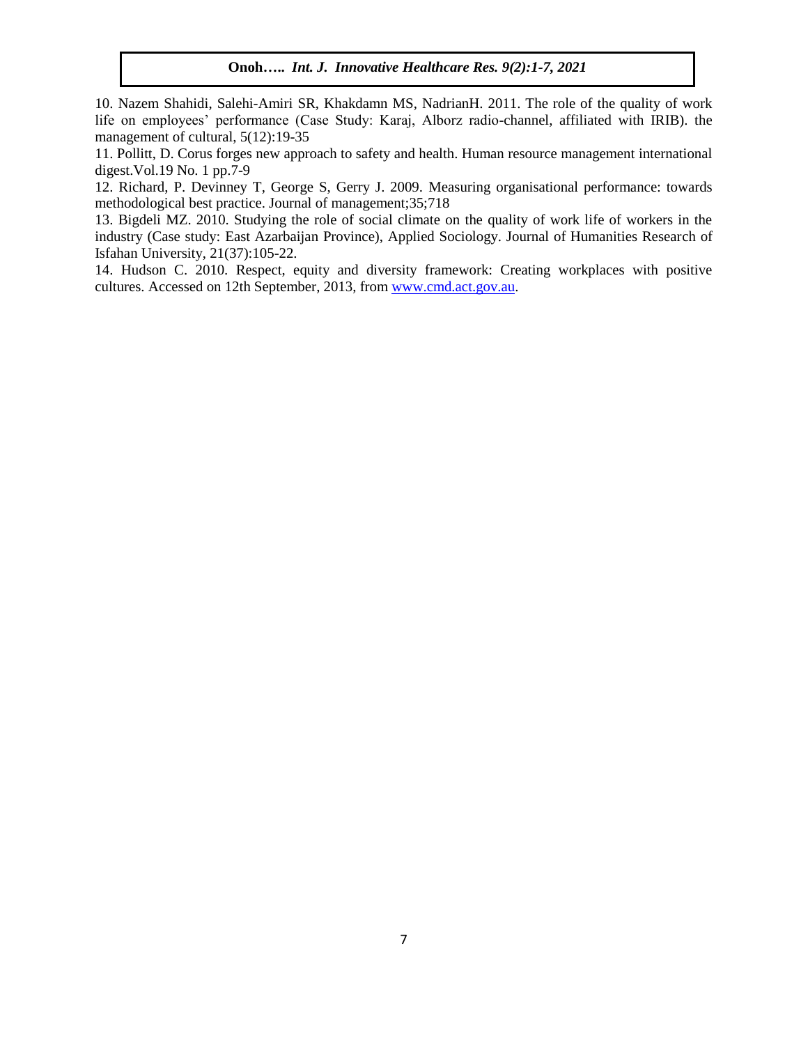10. Nazem Shahidi, Salehi-Amiri SR, Khakdamn MS, NadrianH. 2011. The role of the quality of work life on employees' performance (Case Study: Karaj, Alborz radio-channel, affiliated with IRIB). the management of cultural, 5(12):19-35

11. Pollitt, D. Corus forges new approach to safety and health. Human resource management international digest.Vol.19 No. 1 pp.7-9

12. Richard, P. Devinney T, George S, Gerry J. 2009. Measuring organisational performance: towards methodological best practice. Journal of management;35;718

13. Bigdeli MZ. 2010. Studying the role of social climate on the quality of work life of workers in the industry (Case study: East Azarbaijan Province), Applied Sociology. Journal of Humanities Research of Isfahan University, 21(37):105-22.

14. Hudson C. 2010. Respect, equity and diversity framework: Creating workplaces with positive cultures. Accessed on 12th September, 2013, from www.cmd.act.gov.au.